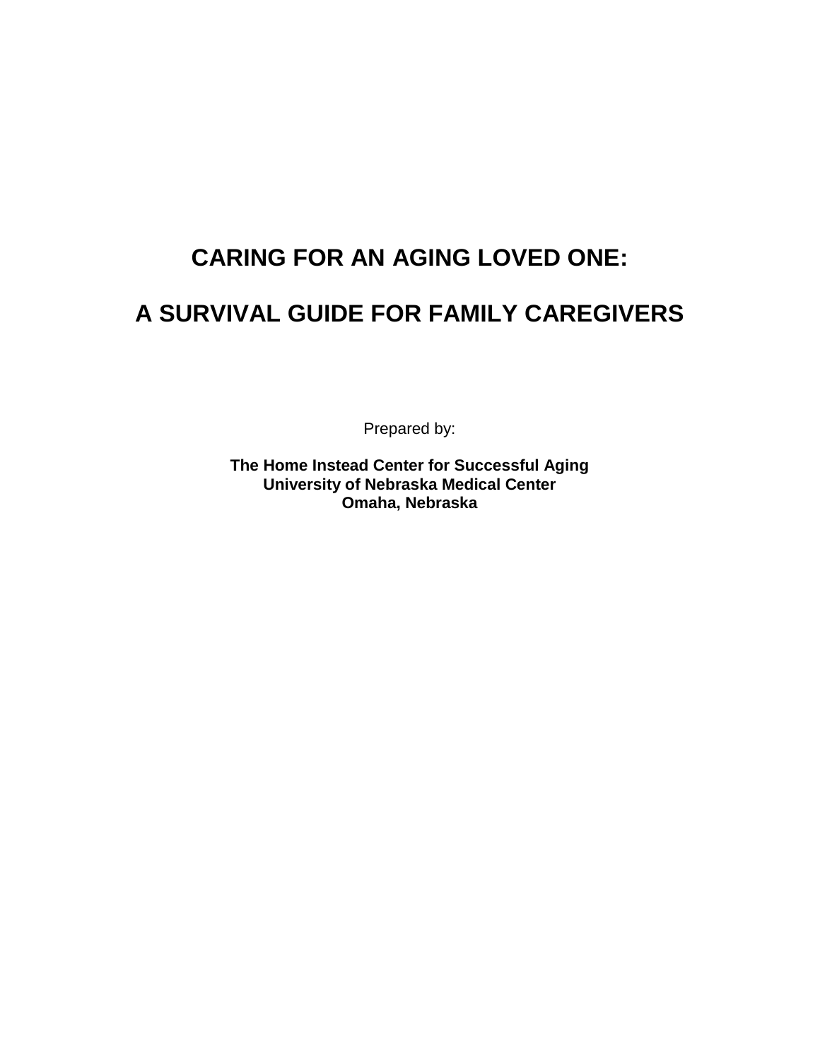# CARING FOR AN AGING LOVED ONE:

# A SURVIVAL GUIDE FOR FAMILY CAREGIVERS

Prepared by:

**The Home Instead Center for Successful Aging**
**University of Nebraska Medical Center**
**Omaha, Nebraska**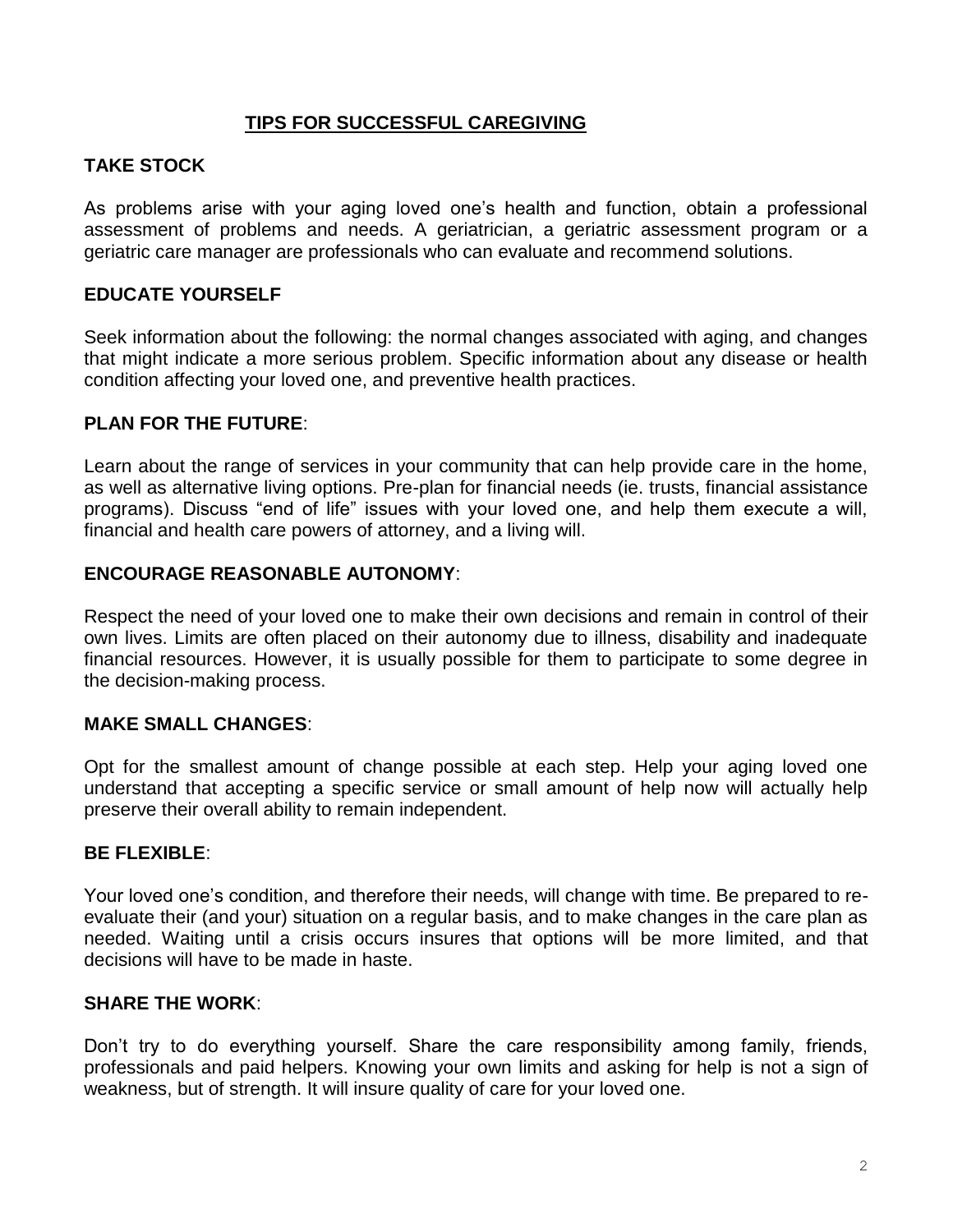## TIPS FOR SUCCESSFUL CAREGIVING

**TAKE STOCK**

As problems arise with your aging loved one's health and function, obtain a professional assessment of problems and needs. A geriatrician, a geriatric assessment program or a geriatric care manager are professionals who can evaluate and recommend solutions.

**EDUCATE YOURSELF**

Seek information about the following: the normal changes associated with aging, and changes that might indicate a more serious problem. Specific information about any disease or health condition affecting your loved one, and preventive health practices.

**PLAN FOR THE FUTURE**:

Learn about the range of services in your community that can help provide care in the home, as well as alternative living options. Pre-plan for financial needs (ie. trusts, financial assistance programs). Discuss "end of life" issues with your loved one, and help them execute a will, financial and health care powers of attorney, and a living will.

**ENCOURAGE REASONABLE AUTONOMY**:

Respect the need of your loved one to make their own decisions and remain in control of their own lives. Limits are often placed on their autonomy due to illness, disability and inadequate financial resources. However, it is usually possible for them to participate to some degree in the decision-making process.

**MAKE SMALL CHANGES**:

Opt for the smallest amount of change possible at each step. Help your aging loved one understand that accepting a specific service or small amount of help now will actually help preserve their overall ability to remain independent.

**BE FLEXIBLE**:

Your loved one's condition, and therefore their needs, will change with time. Be prepared to re-evaluate their (and your) situation on a regular basis, and to make changes in the care plan as needed. Waiting until a crisis occurs insures that options will be more limited, and that decisions will have to be made in haste.

**SHARE THE WORK**:

Don't try to do everything yourself. Share the care responsibility among family, friends, professionals and paid helpers. Knowing your own limits and asking for help is not a sign of weakness, but of strength. It will insure quality of care for your loved one.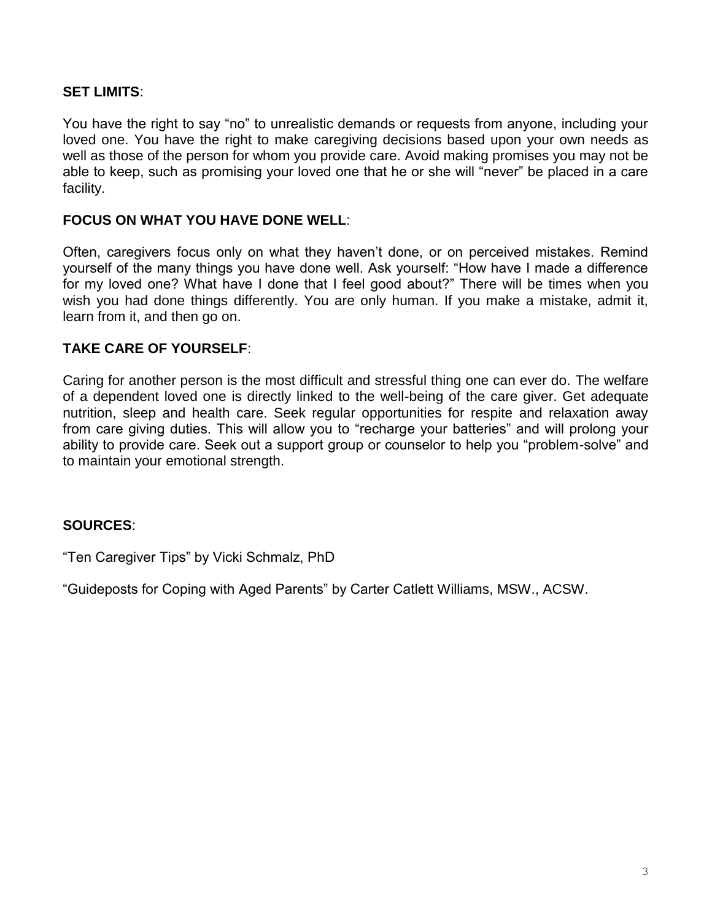**SET LIMITS**:

You have the right to say "no" to unrealistic demands or requests from anyone, including your loved one. You have the right to make caregiving decisions based upon your own needs as well as those of the person for whom you provide care. Avoid making promises you may not be able to keep, such as promising your loved one that he or she will "never" be placed in a care facility.

**FOCUS ON WHAT YOU HAVE DONE WELL**:

Often, caregivers focus only on what they haven't done, or on perceived mistakes. Remind yourself of the many things you have done well. Ask yourself: "How have I made a difference for my loved one? What have I done that I feel good about?" There will be times when you wish you had done things differently. You are only human. If you make a mistake, admit it, learn from it, and then go on.

**TAKE CARE OF YOURSELF**:

Caring for another person is the most difficult and stressful thing one can ever do. The welfare of a dependent loved one is directly linked to the well-being of the care giver. Get adequate nutrition, sleep and health care. Seek regular opportunities for respite and relaxation away from care giving duties. This will allow you to "recharge your batteries" and will prolong your ability to provide care. Seek out a support group or counselor to help you "problem-solve" and to maintain your emotional strength.

**SOURCES**:

"Ten Caregiver Tips" by Vicki Schmalz, PhD

"Guideposts for Coping with Aged Parents" by Carter Catlett Williams, MSW., ACSW.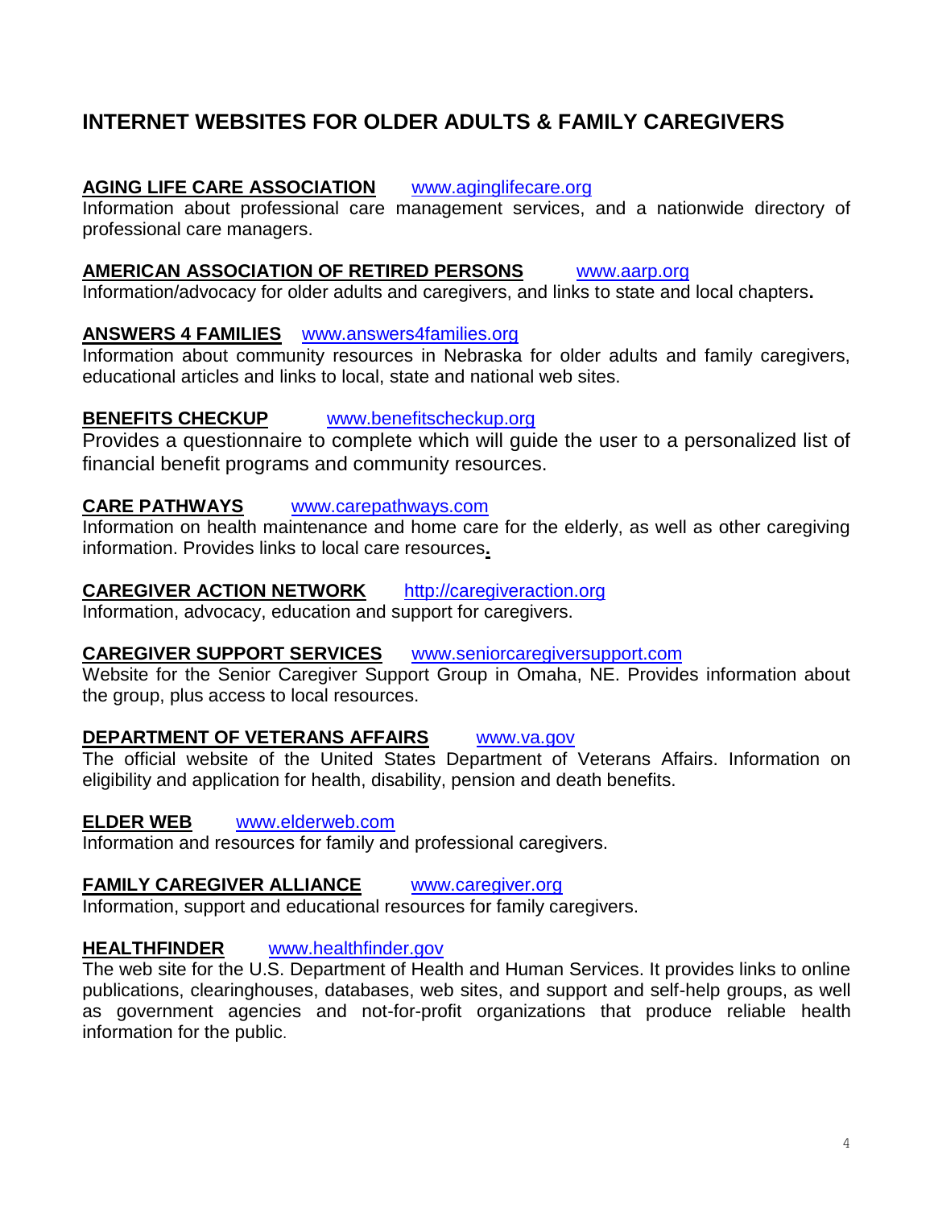# INTERNET WEBSITES FOR OLDER ADULTS & FAMILY CAREGIVERS

**AGING LIFE CARE ASSOCIATION** www.aginglifecare.org
Information about professional care management services, and a nationwide directory of professional care managers.

**AMERICAN ASSOCIATION OF RETIRED PERSONS** www.aarp.org
Information/advocacy for older adults and caregivers, and links to state and local chapters.

**ANSWERS 4 FAMILIES** www.answers4families.org
Information about community resources in Nebraska for older adults and family caregivers, educational articles and links to local, state and national web sites.

**BENEFITS CHECKUP** www.benefitscheckup.org
Provides a questionnaire to complete which will guide the user to a personalized list of financial benefit programs and community resources.

**CARE PATHWAYS** www.carepathways.com
Information on health maintenance and home care for the elderly, as well as other caregiving information. Provides links to local care resources.

**CAREGIVER ACTION NETWORK** http://caregiveraction.org
Information, advocacy, education and support for caregivers.

**CAREGIVER SUPPORT SERVICES** www.seniorcaregiversupport.com
Website for the Senior Caregiver Support Group in Omaha, NE. Provides information about the group, plus access to local resources.

**DEPARTMENT OF VETERANS AFFAIRS** www.va.gov
The official website of the United States Department of Veterans Affairs. Information on eligibility and application for health, disability, pension and death benefits.

**ELDER WEB** www.elderweb.com
Information and resources for family and professional caregivers.

**FAMILY CAREGIVER ALLIANCE** www.caregiver.org
Information, support and educational resources for family caregivers.

**HEALTHFINDER** www.healthfinder.gov
The web site for the U.S. Department of Health and Human Services. It provides links to online publications, clearinghouses, databases, web sites, and support and self-help groups, as well as government agencies and not-for-profit organizations that produce reliable health information for the public.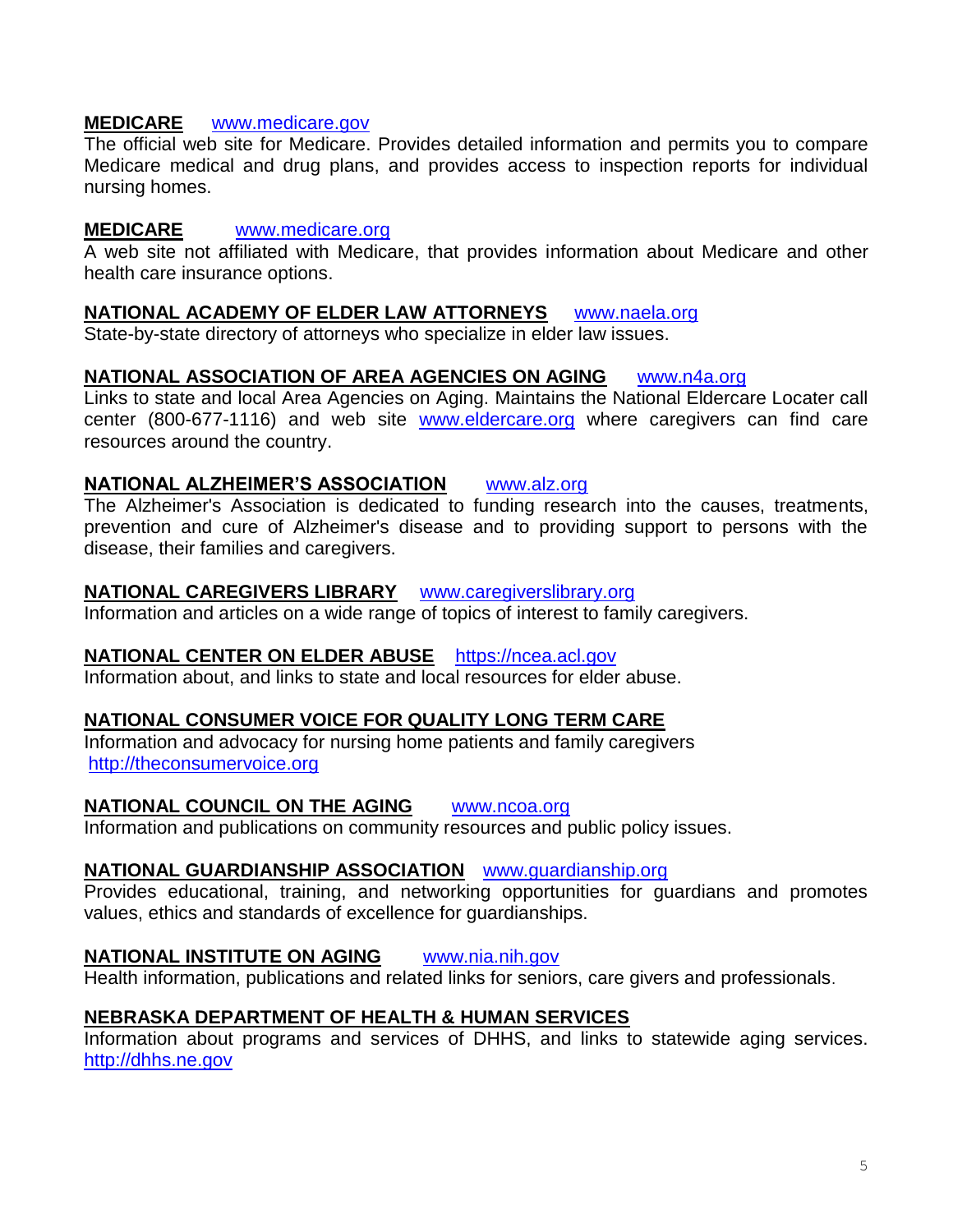**MEDICARE** www.medicare.gov

The official web site for Medicare. Provides detailed information and permits you to compare Medicare medical and drug plans, and provides access to inspection reports for individual nursing homes.

**MEDICARE** www.medicare.org

A web site not affiliated with Medicare, that provides information about Medicare and other health care insurance options.

**NATIONAL ACADEMY OF ELDER LAW ATTORNEYS** www.naela.org

State-by-state directory of attorneys who specialize in elder law issues.

**NATIONAL ASSOCIATION OF AREA AGENCIES ON AGING** www.n4a.org

Links to state and local Area Agencies on Aging. Maintains the National Eldercare Locater call center (800-677-1116) and web site www.eldercare.org where caregivers can find care resources around the country.

**NATIONAL ALZHEIMER'S ASSOCIATION** www.alz.org

The Alzheimer's Association is dedicated to funding research into the causes, treatments, prevention and cure of Alzheimer's disease and to providing support to persons with the disease, their families and caregivers.

**NATIONAL CAREGIVERS LIBRARY** www.caregiverslibrary.org

Information and articles on a wide range of topics of interest to family caregivers.

**NATIONAL CENTER ON ELDER ABUSE** https://ncea.acl.gov

Information about, and links to state and local resources for elder abuse.

**NATIONAL CONSUMER VOICE FOR QUALITY LONG TERM CARE**

Information and advocacy for nursing home patients and family caregivers
http://theconsumervoice.org

**NATIONAL COUNCIL ON THE AGING** www.ncoa.org

Information and publications on community resources and public policy issues.

**NATIONAL GUARDIANSHIP ASSOCIATION** www.guardianship.org

Provides educational, training, and networking opportunities for guardians and promotes values, ethics and standards of excellence for guardianships.

**NATIONAL INSTITUTE ON AGING** www.nia.nih.gov

Health information, publications and related links for seniors, care givers and professionals.

**NEBRASKA DEPARTMENT OF HEALTH & HUMAN SERVICES**

Information about programs and services of DHHS, and links to statewide aging services.
http://dhhs.ne.gov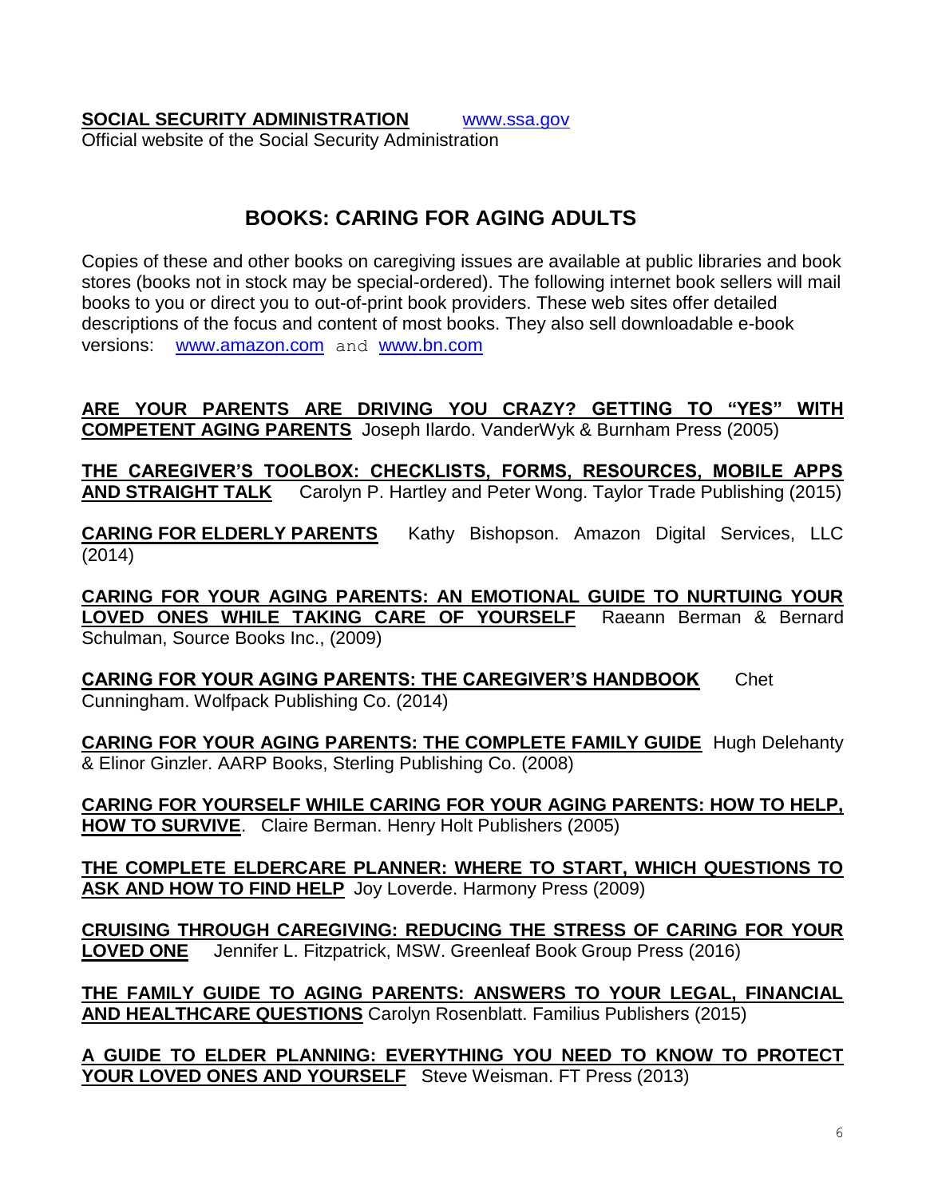**SOCIAL SECURITY ADMINISTRATION** www.ssa.gov
Official website of the Social Security Administration

## BOOKS: CARING FOR AGING ADULTS

Copies of these and other books on caregiving issues are available at public libraries and book stores (books not in stock may be special-ordered). The following internet book sellers will mail books to you or direct you to out-of-print book providers. These web sites offer detailed descriptions of the focus and content of most books. They also sell downloadable e-book versions: www.amazon.com and www.bn.com

**ARE YOUR PARENTS ARE DRIVING YOU CRAZY? GETTING TO "YES" WITH COMPETENT AGING PARENTS** Joseph Ilardo. VanderWyk & Burnham Press (2005)

**THE CAREGIVER'S TOOLBOX: CHECKLISTS, FORMS, RESOURCES, MOBILE APPS AND STRAIGHT TALK** Carolyn P. Hartley and Peter Wong. Taylor Trade Publishing (2015)

**CARING FOR ELDERLY PARENTS** Kathy Bishopson. Amazon Digital Services, LLC (2014)

**CARING FOR YOUR AGING PARENTS: AN EMOTIONAL GUIDE TO NURTUING YOUR LOVED ONES WHILE TAKING CARE OF YOURSELF** Raeann Berman & Bernard Schulman, Source Books Inc., (2009)

**CARING FOR YOUR AGING PARENTS: THE CAREGIVER'S HANDBOOK** Chet Cunningham. Wolfpack Publishing Co. (2014)

**CARING FOR YOUR AGING PARENTS: THE COMPLETE FAMILY GUIDE** Hugh Delehanty & Elinor Ginzler. AARP Books, Sterling Publishing Co. (2008)

**CARING FOR YOURSELF WHILE CARING FOR YOUR AGING PARENTS: HOW TO HELP, HOW TO SURVIVE**. Claire Berman. Henry Holt Publishers (2005)

**THE COMPLETE ELDERCARE PLANNER: WHERE TO START, WHICH QUESTIONS TO ASK AND HOW TO FIND HELP** Joy Loverde. Harmony Press (2009)

**CRUISING THROUGH CAREGIVING: REDUCING THE STRESS OF CARING FOR YOUR LOVED ONE** Jennifer L. Fitzpatrick, MSW. Greenleaf Book Group Press (2016)

**THE FAMILY GUIDE TO AGING PARENTS: ANSWERS TO YOUR LEGAL, FINANCIAL AND HEALTHCARE QUESTIONS** Carolyn Rosenblatt. Familius Publishers (2015)

**A GUIDE TO ELDER PLANNING: EVERYTHING YOU NEED TO KNOW TO PROTECT YOUR LOVED ONES AND YOURSELF** Steve Weisman. FT Press (2013)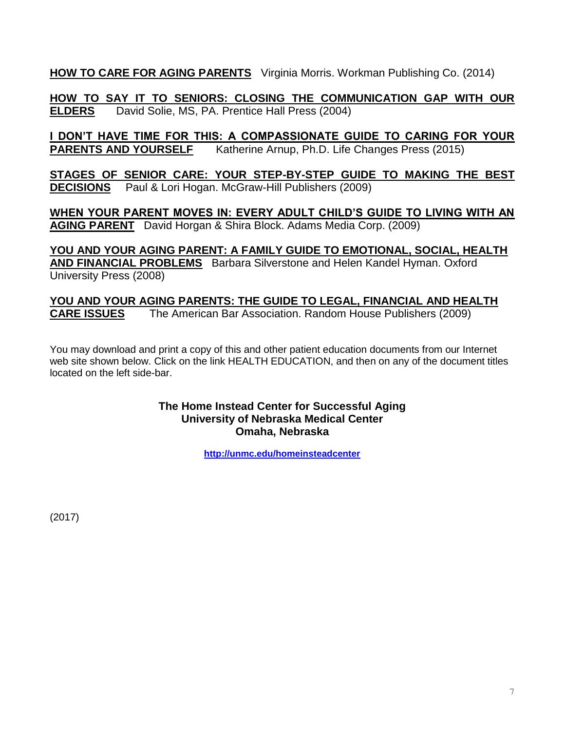**HOW TO CARE FOR AGING PARENTS** Virginia Morris. Workman Publishing Co. (2014)

**HOW TO SAY IT TO SENIORS: CLOSING THE COMMUNICATION GAP WITH OUR ELDERS** David Solie, MS, PA. Prentice Hall Press (2004)

**I DON'T HAVE TIME FOR THIS: A COMPASSIONATE GUIDE TO CARING FOR YOUR PARENTS AND YOURSELF** Katherine Arnup, Ph.D. Life Changes Press (2015)

**STAGES OF SENIOR CARE: YOUR STEP-BY-STEP GUIDE TO MAKING THE BEST DECISIONS** Paul & Lori Hogan. McGraw-Hill Publishers (2009)

**WHEN YOUR PARENT MOVES IN: EVERY ADULT CHILD'S GUIDE TO LIVING WITH AN AGING PARENT** David Horgan & Shira Block. Adams Media Corp. (2009)

**YOU AND YOUR AGING PARENT: A FAMILY GUIDE TO EMOTIONAL, SOCIAL, HEALTH AND FINANCIAL PROBLEMS** Barbara Silverstone and Helen Kandel Hyman. Oxford University Press (2008)

**YOU AND YOUR AGING PARENTS: THE GUIDE TO LEGAL, FINANCIAL AND HEALTH CARE ISSUES** The American Bar Association. Random House Publishers (2009)

You may download and print a copy of this and other patient education documents from our Internet web site shown below. Click on the link HEALTH EDUCATION, and then on any of the document titles located on the left side-bar.

**The Home Instead Center for Successful Aging**
**University of Nebraska Medical Center**
**Omaha, Nebraska**

**http://unmc.edu/homeinsteadcenter**

(2017)